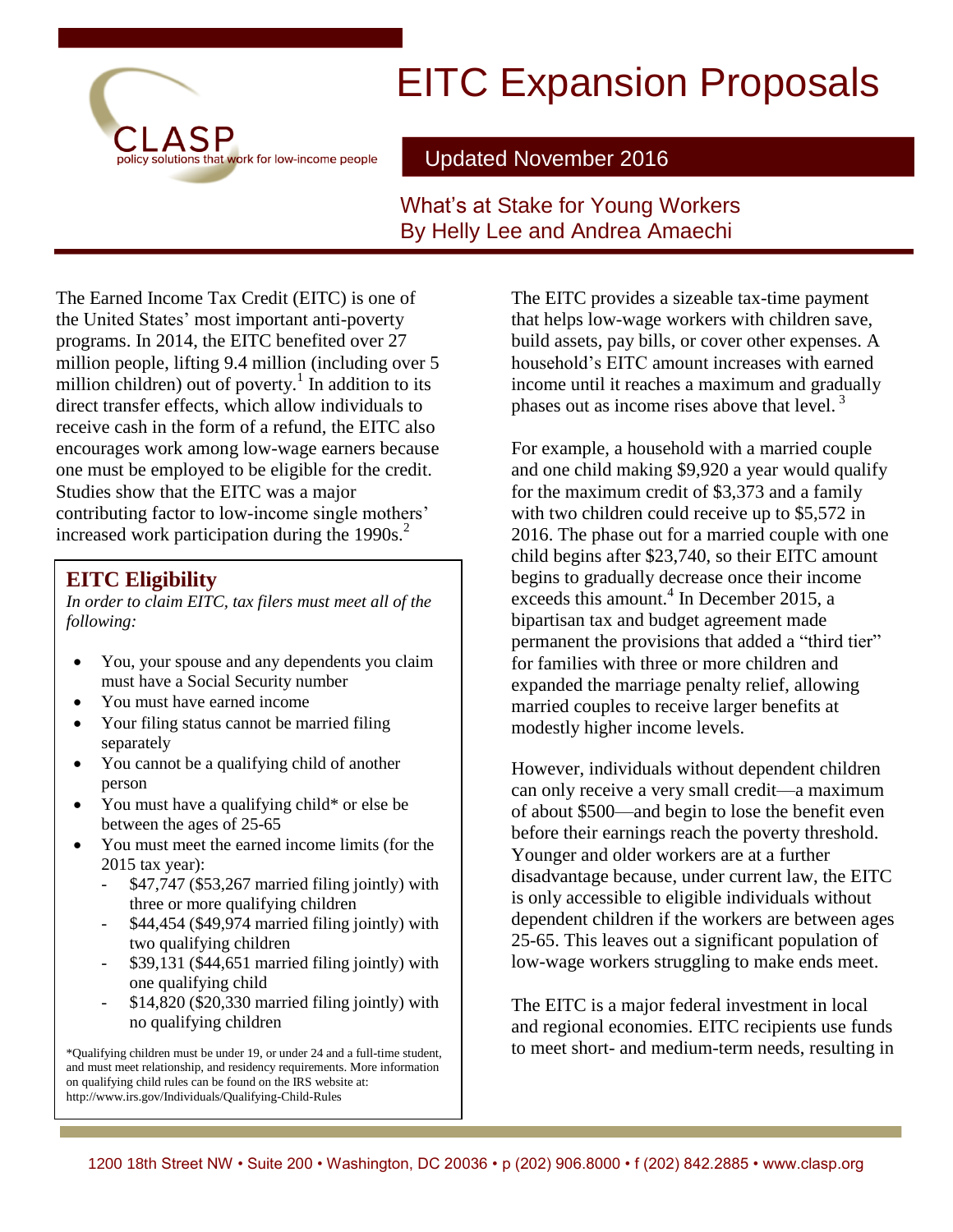CLASP
policy solutions that work for low-income people

# EITC Expansion Proposals

## Updated November 2016

What's at Stake for Young Workers
By Helly Lee and Andrea Amaechi

The Earned Income Tax Credit (EITC) is one of the United States' most important anti-poverty programs. In 2014, the EITC benefited over 27 million people, lifting 9.4 million (including over 5 million children) out of poverty.[1] In addition to its direct transfer effects, which allow individuals to receive cash in the form of a refund, the EITC also encourages work among low-wage earners because one must be employed to be eligible for the credit. Studies show that the EITC was a major contributing factor to low-income single mothers' increased work participation during the 1990s.[2]

### EITC Eligibility

*In order to claim EITC, tax filers must meet all of the following:*

- You, your spouse and any dependents you claim must have a Social Security number
- You must have earned income
- Your filing status cannot be married filing separately
- You cannot be a qualifying child of another person
- You must have a qualifying child* or else be between the ages of 25-65
- You must meet the earned income limits (for the 2015 tax year):
  - $47,747 ($53,267 married filing jointly) with three or more qualifying children
  - $44,454 ($49,974 married filing jointly) with two qualifying children
  - $39,131 ($44,651 married filing jointly) with one qualifying child
  - $14,820 ($20,330 married filing jointly) with no qualifying children

*Qualifying children must be under 19, or under 24 and a full-time student, and must meet relationship, and residency requirements. More information on qualifying child rules can be found on the IRS website at: http://www.irs.gov/Individuals/Qualifying-Child-Rules

The EITC provides a sizeable tax-time payment that helps low-wage workers with children save, build assets, pay bills, or cover other expenses. A household's EITC amount increases with earned income until it reaches a maximum and gradually phases out as income rises above that level.[3]

For example, a household with a married couple and one child making $9,920 a year would qualify for the maximum credit of $3,373 and a family with two children could receive up to $5,572 in 2016. The phase out for a married couple with one child begins after $23,740, so their EITC amount begins to gradually decrease once their income exceeds this amount.[4] In December 2015, a bipartisan tax and budget agreement made permanent the provisions that added a "third tier" for families with three or more children and expanded the marriage penalty relief, allowing married couples to receive larger benefits at modestly higher income levels.

However, individuals without dependent children can only receive a very small credit—a maximum of about $500—and begin to lose the benefit even before their earnings reach the poverty threshold. Younger and older workers are at a further disadvantage because, under current law, the EITC is only accessible to eligible individuals without dependent children if the workers are between ages 25-65. This leaves out a significant population of low-wage workers struggling to make ends meet.

The EITC is a major federal investment in local and regional economies. EITC recipients use funds to meet short- and medium-term needs, resulting in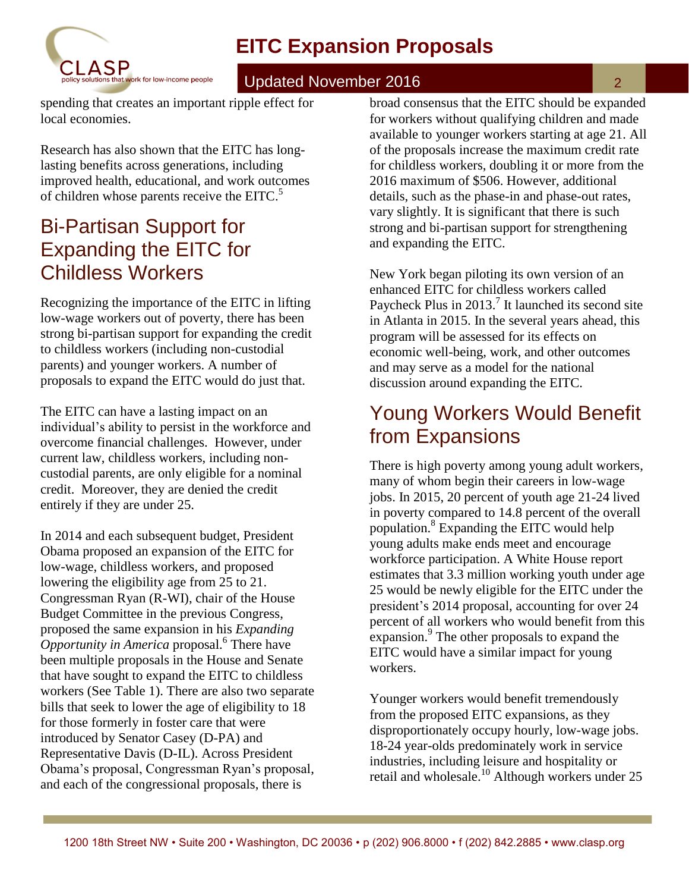spending that creates an important ripple effect for local economies.

Research has also shown that the EITC has long-lasting benefits across generations, including improved health, educational, and work outcomes of children whose parents receive the EITC.[5]

## Bi-Partisan Support for Expanding the EITC for Childless Workers

Recognizing the importance of the EITC in lifting low-wage workers out of poverty, there has been strong bi-partisan support for expanding the credit to childless workers (including non-custodial parents) and younger workers. A number of proposals to expand the EITC would do just that.

The EITC can have a lasting impact on an individual's ability to persist in the workforce and overcome financial challenges. However, under current law, childless workers, including non-custodial parents, are only eligible for a nominal credit. Moreover, they are denied the credit entirely if they are under 25.

In 2014 and each subsequent budget, President Obama proposed an expansion of the EITC for low-wage, childless workers, and proposed lowering the eligibility age from 25 to 21. Congressman Ryan (R-WI), chair of the House Budget Committee in the previous Congress, proposed the same expansion in his *Expanding Opportunity in America* proposal.[6] There have been multiple proposals in the House and Senate that have sought to expand the EITC to childless workers (See Table 1). There are also two separate bills that seek to lower the age of eligibility to 18 for those formerly in foster care that were introduced by Senator Casey (D-PA) and Representative Davis (D-IL). Across President Obama's proposal, Congressman Ryan's proposal, and each of the congressional proposals, there is broad consensus that the EITC should be expanded for workers without qualifying children and made available to younger workers starting at age 21. All of the proposals increase the maximum credit rate for childless workers, doubling it or more from the 2016 maximum of $506. However, additional details, such as the phase-in and phase-out rates, vary slightly. It is significant that there is such strong and bi-partisan support for strengthening and expanding the EITC.

New York began piloting its own version of an enhanced EITC for childless workers called Paycheck Plus in 2013.[7] It launched its second site in Atlanta in 2015. In the several years ahead, this program will be assessed for its effects on economic well-being, work, and other outcomes and may serve as a model for the national discussion around expanding the EITC.

## Young Workers Would Benefit from Expansions

There is high poverty among young adult workers, many of whom begin their careers in low-wage jobs. In 2015, 20 percent of youth age 21-24 lived in poverty compared to 14.8 percent of the overall population.[8] Expanding the EITC would help young adults make ends meet and encourage workforce participation. A White House report estimates that 3.3 million working youth under age 25 would be newly eligible for the EITC under the president's 2014 proposal, accounting for over 24 percent of all workers who would benefit from this expansion.[9] The other proposals to expand the EITC would have a similar impact for young workers.

Younger workers would benefit tremendously from the proposed EITC expansions, as they disproportionately occupy hourly, low-wage jobs. 18-24 year-olds predominately work in service industries, including leisure and hospitality or retail and wholesale.[10] Although workers under 25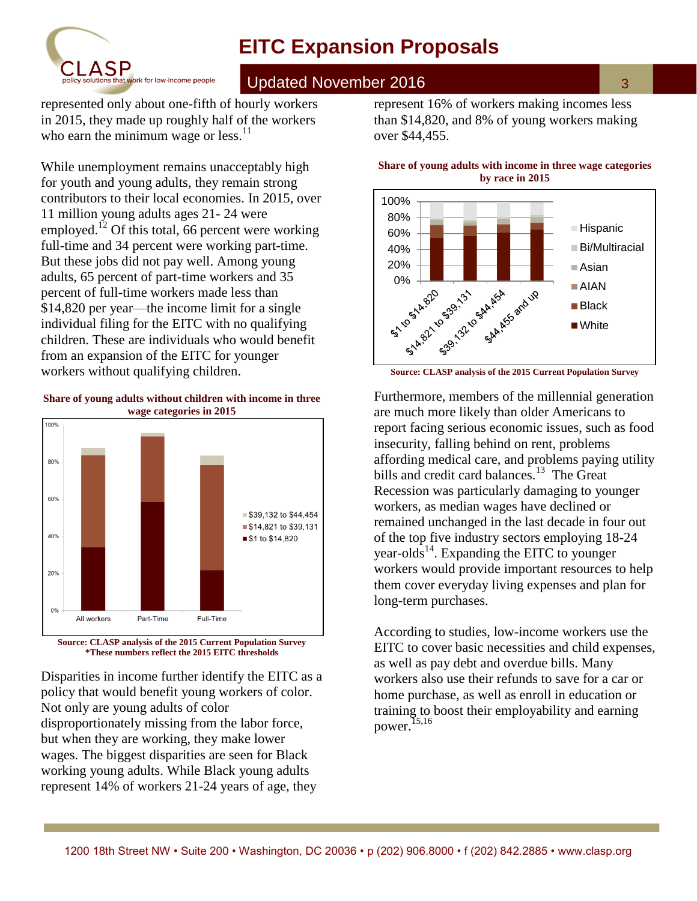represented only about one-fifth of hourly workers in 2015, they made up roughly half of the workers who earn the minimum wage or less.[11]

While unemployment remains unacceptably high for youth and young adults, they remain strong contributors to their local economies. In 2015, over 11 million young adults ages 21- 24 were employed.[12] Of this total, 66 percent were working full-time and 34 percent were working part-time. But these jobs did not pay well. Among young adults, 65 percent of part-time workers and 35 percent of full-time workers made less than $14,820 per year—the income limit for a single individual filing for the EITC with no qualifying children. These are individuals who would benefit from an expansion of the EITC for younger workers without qualifying children.

**Share of young adults without children with income in three wage categories in 2015**

**Source: CLASP analysis of the 2015 Current Population Survey**
***These numbers reflect the 2015 EITC thresholds**

Disparities in income further identify the EITC as a policy that would benefit young workers of color. Not only are young adults of color disproportionately missing from the labor force, but when they are working, they make lower wages. The biggest disparities are seen for Black working young adults. While Black young adults represent 14% of workers 21-24 years of age, they represent 16% of workers making incomes less than $14,820, and 8% of young workers making over $44,455.

**Share of young adults with income in three wage categories by race in 2015**

**Source: CLASP analysis of the 2015 Current Population Survey**

Furthermore, members of the millennial generation are much more likely than older Americans to report facing serious economic issues, such as food insecurity, falling behind on rent, problems affording medical care, and problems paying utility bills and credit card balances.[13] The Great Recession was particularly damaging to younger workers, as median wages have declined or remained unchanged in the last decade in four out of the top five industry sectors employing 18-24 year-olds[14]. Expanding the EITC to younger workers would provide important resources to help them cover everyday living expenses and plan for long-term purchases.

According to studies, low-income workers use the EITC to cover basic necessities and child expenses, as well as pay debt and overdue bills. Many workers also use their refunds to save for a car or home purchase, as well as enroll in education or training to boost their employability and earning power.[15,16]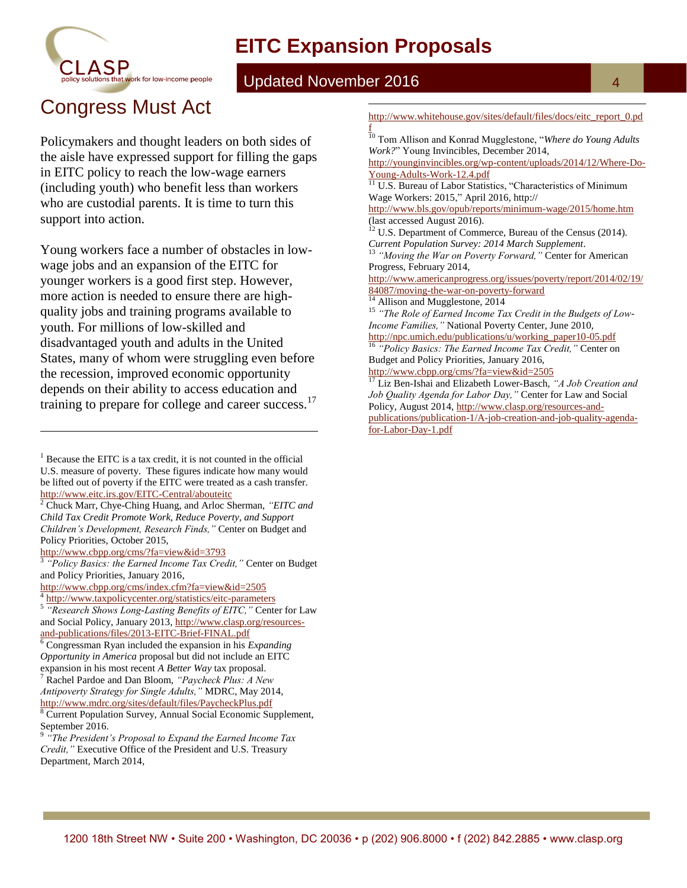## Congress Must Act

Policymakers and thought leaders on both sides of the aisle have expressed support for filling the gaps in EITC policy to reach the low-wage earners (including youth) who benefit less than workers who are custodial parents. It is time to turn this support into action.

Young workers face a number of obstacles in low-wage jobs and an expansion of the EITC for younger workers is a good first step. However, more action is needed to ensure there are high-quality jobs and training programs available to youth. For millions of low-skilled and disadvantaged youth and adults in the United States, many of whom were struggling even before the recession, improved economic opportunity depends on their ability to access education and training to prepare for college and career success.[17]

---

[1] Because the EITC is a tax credit, it is not counted in the official U.S. measure of poverty. These figures indicate how many would be lifted out of poverty if the EITC were treated as a cash transfer. http://www.eitc.irs.gov/EITC-Central/abouteitc

[2] Chuck Marr, Chye-Ching Huang, and Arloc Sherman, *"EITC and Child Tax Credit Promote Work, Reduce Poverty, and Support Children's Development, Research Finds,"* Center on Budget and Policy Priorities, October 2015, http://www.cbpp.org/cms/?fa=view&id=3793

[3] *"Policy Basics: the Earned Income Tax Credit,"* Center on Budget and Policy Priorities, January 2016, http://www.cbpp.org/cms/index.cfm?fa=view&id=2505

[4] http://www.taxpolicycenter.org/statistics/eitc-parameters

[5] *"Research Shows Long-Lasting Benefits of EITC,"* Center for Law and Social Policy, January 2013, http://www.clasp.org/resources-and-publications/files/2013-EITC-Brief-FINAL.pdf

[6] Congressman Ryan included the expansion in his *Expanding Opportunity in America* proposal but did not include an EITC expansion in his most recent *A Better Way* tax proposal.

[7] Rachel Pardoe and Dan Bloom, *"Paycheck Plus: A New Antipoverty Strategy for Single Adults,"* MDRC, May 2014, http://www.mdrc.org/sites/default/files/PaycheckPlus.pdf

[8] Current Population Survey, Annual Social Economic Supplement, September 2016.

[9] *"The President's Proposal to Expand the Earned Income Tax Credit,"* Executive Office of the President and U.S. Treasury Department, March 2014, http://www.whitehouse.gov/sites/default/files/docs/eitc_report_0.pdf

[10] Tom Allison and Konrad Mugglestone, "*Where do Young Adults Work?*" Young Invincibles, December 2014, http://younginvincibles.org/wp-content/uploads/2014/12/Where-Do-Young-Adults-Work-12.4.pdf

[11] U.S. Bureau of Labor Statistics, "Characteristics of Minimum Wage Workers: 2015," April 2016, http:// http://www.bls.gov/opub/reports/minimum-wage/2015/home.htm (last accessed August 2016).

[12] U.S. Department of Commerce, Bureau of the Census (2014). *Current Population Survey: 2014 March Supplement*.

[13] *"Moving the War on Poverty Forward,"* Center for American Progress, February 2014, http://www.americanprogress.org/issues/poverty/report/2014/02/19/84087/moving-the-war-on-poverty-forward

[14] Allison and Mugglestone, 2014

[15] *"The Role of Earned Income Tax Credit in the Budgets of Low-Income Families,"* National Poverty Center, June 2010, http://npc.umich.edu/publications/u/working_paper10-05.pdf

[16] *"Policy Basics: The Earned Income Tax Credit,"* Center on Budget and Policy Priorities, January 2016, http://www.cbpp.org/cms/?fa=view&id=2505

[17] Liz Ben-Ishai and Elizabeth Lower-Basch, *"A Job Creation and Job Quality Agenda for Labor Day,"* Center for Law and Social Policy, August 2014, http://www.clasp.org/resources-and-publications/publication-1/A-job-creation-and-job-quality-agenda-for-Labor-Day-1.pdf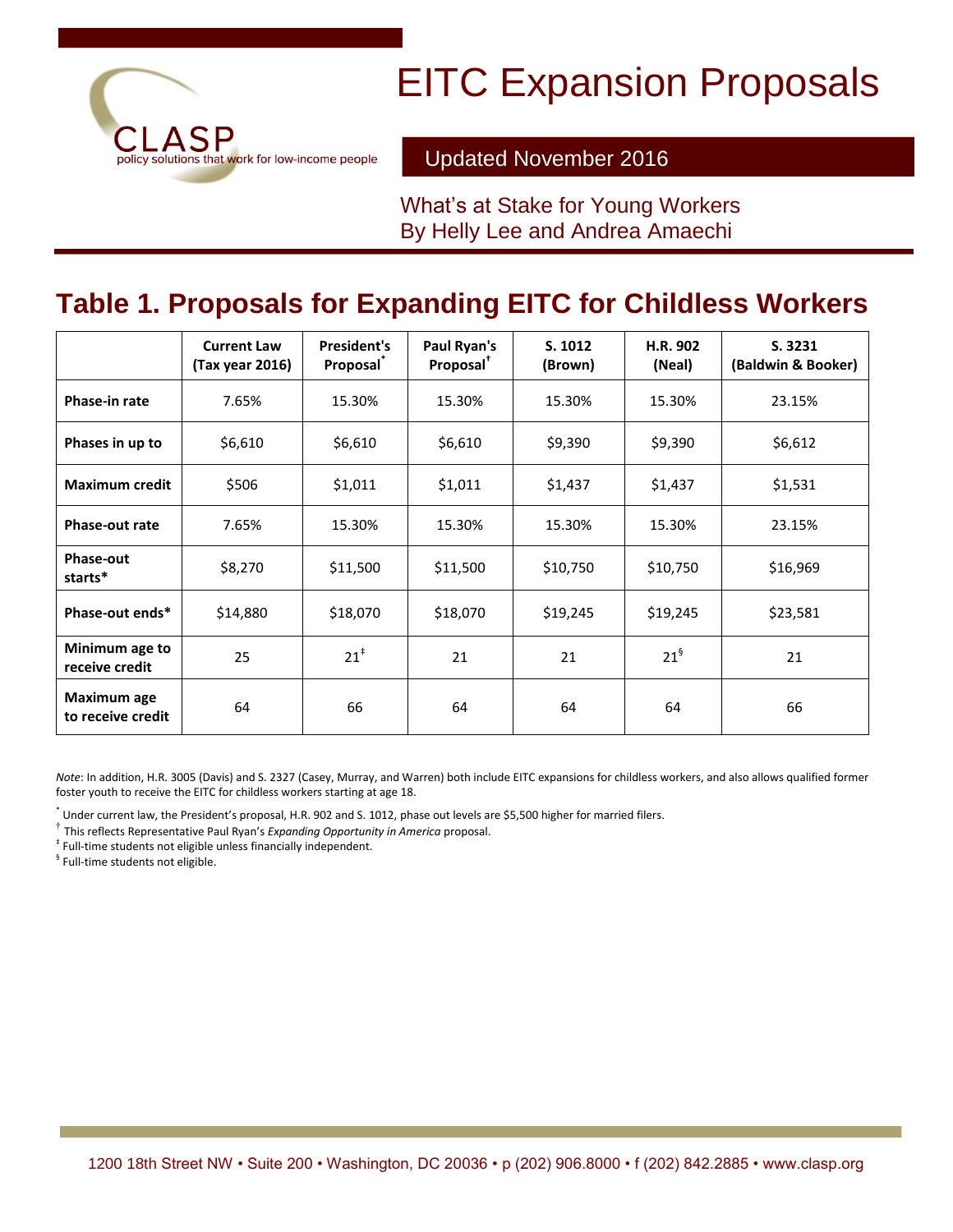CLASP

policy solutions that work for low-income people

# EITC Expansion Proposals

Updated November 2016

What's at Stake for Young Workers
By Helly Lee and Andrea Amaechi

## Table 1. Proposals for Expanding EITC for Childless Workers

| | Current Law (Tax year 2016) | President's Proposal* | Paul Ryan's Proposal† | S. 1012 (Brown) | H.R. 902 (Neal) | S. 3231 (Baldwin & Booker) |
|---|---|---|---|---|---|---|
| **Phase-in rate** | 7.65% | 15.30% | 15.30% | 15.30% | 15.30% | 23.15% |
| **Phases in up to** | $6,610 | $6,610 | $6,610 | $9,390 | $9,390 | $6,612 |
| **Maximum credit** | $506 | $1,011 | $1,011 | $1,437 | $1,437 | $1,531 |
| **Phase-out rate** | 7.65% | 15.30% | 15.30% | 15.30% | 15.30% | 23.15% |
| **Phase-out starts*** | $8,270 | $11,500 | $11,500 | $10,750 | $10,750 | $16,969 |
| **Phase-out ends*** | $14,880 | $18,070 | $18,070 | $19,245 | $19,245 | $23,581 |
| **Minimum age to receive credit** | 25 | 21‡ | 21 | 21 | 21§ | 21 |
| **Maximum age to receive credit** | 64 | 66 | 64 | 64 | 64 | 66 |

*Note*: In addition, H.R. 3005 (Davis) and S. 2327 (Casey, Murray, and Warren) both include EITC expansions for childless workers, and also allows qualified former foster youth to receive the EITC for childless workers starting at age 18.

* Under current law, the President's proposal, H.R. 902 and S. 1012, phase out levels are $5,500 higher for married filers.

† This reflects Representative Paul Ryan's *Expanding Opportunity in America* proposal.

‡ Full-time students not eligible unless financially independent.

§ Full-time students not eligible.